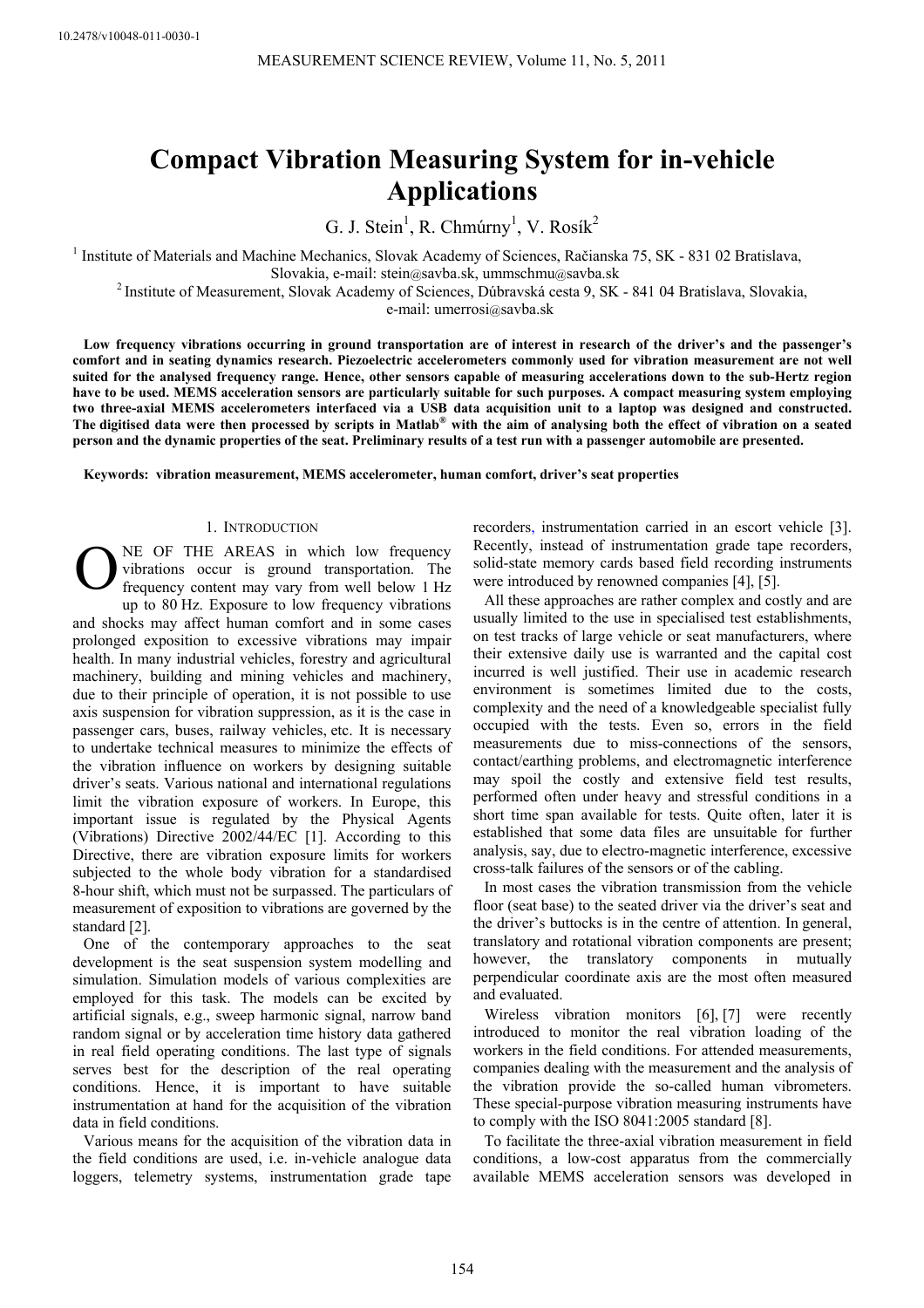10.2478/v10048-011-0030-1

# Compact Vibration Measuring System for in-vehicle Applications

G. J. Stein[1], R. Chmúrny[1], V. Rosík[2]

[1] Institute of Materials and Machine Mechanics, Slovak Academy of Sciences, Račianska 75, SK - 831 02 Bratislava, Slovakia, e-mail: stein@savba.sk, ummschmu@savba.sk

[2] Institute of Measurement, Slovak Academy of Sciences, Dúbravská cesta 9, SK - 841 04 Bratislava, Slovakia, e-mail: umerrosi@savba.sk

**Low frequency vibrations occurring in ground transportation are of interest in research of the driver's and the passenger's comfort and in seating dynamics research. Piezoelectric accelerometers commonly used for vibration measurement are not well suited for the analysed frequency range. Hence, other sensors capable of measuring accelerations down to the sub-Hertz region have to be used. MEMS acceleration sensors are particularly suitable for such purposes. A compact measuring system employing two three-axial MEMS accelerometers interfaced via a USB data acquisition unit to a laptop was designed and constructed. The digitised data were then processed by scripts in Matlab® with the aim of analysing both the effect of vibration on a seated person and the dynamic properties of the seat. Preliminary results of a test run with a passenger automobile are presented.**

**Keywords: vibration measurement, MEMS accelerometer, human comfort, driver's seat properties**

## 1. Introduction

ONE OF THE AREAS in which low frequency vibrations occur is ground transportation. The frequency content may vary from well below 1 Hz up to 80 Hz. Exposure to low frequency vibrations and shocks may affect human comfort and in some cases prolonged exposition to excessive vibrations may impair health. In many industrial vehicles, forestry and agricultural machinery, building and mining vehicles and machinery, due to their principle of operation, it is not possible to use axis suspension for vibration suppression, as it is the case in passenger cars, buses, railway vehicles, etc. It is necessary to undertake technical measures to minimize the effects of the vibration influence on workers by designing suitable driver's seats. Various national and international regulations limit the vibration exposure of workers. In Europe, this important issue is regulated by the Physical Agents (Vibrations) Directive 2002/44/EC [1]. According to this Directive, there are vibration exposure limits for workers subjected to the whole body vibration for a standardised 8-hour shift, which must not be surpassed. The particulars of measurement of exposition to vibrations are governed by the standard [2].

One of the contemporary approaches to the seat development is the seat suspension system modelling and simulation. Simulation models of various complexities are employed for this task. The models can be excited by artificial signals, e.g., sweep harmonic signal, narrow band random signal or by acceleration time history data gathered in real field operating conditions. The last type of signals serves best for the description of the real operating conditions. Hence, it is important to have suitable instrumentation at hand for the acquisition of the vibration data in field conditions.

Various means for the acquisition of the vibration data in the field conditions are used, i.e. in-vehicle analogue data loggers, telemetry systems, instrumentation grade tape recorders, instrumentation carried in an escort vehicle [3]. Recently, instead of instrumentation grade tape recorders, solid-state memory cards based field recording instruments were introduced by renowned companies [4], [5].

All these approaches are rather complex and costly and are usually limited to the use in specialised test establishments, on test tracks of large vehicle or seat manufacturers, where their extensive daily use is warranted and the capital cost incurred is well justified. Their use in academic research environment is sometimes limited due to the costs, complexity and the need of a knowledgeable specialist fully occupied with the tests. Even so, errors in the field measurements due to miss-connections of the sensors, contact/earthing problems, and electromagnetic interference may spoil the costly and extensive field test results, performed often under heavy and stressful conditions in a short time span available for tests. Quite often, later it is established that some data files are unsuitable for further analysis, say, due to electro-magnetic interference, excessive cross-talk failures of the sensors or of the cabling.

In most cases the vibration transmission from the vehicle floor (seat base) to the seated driver via the driver's seat and the driver's buttocks is in the centre of attention. In general, translatory and rotational vibration components are present; however, the translatory components in mutually perpendicular coordinate axis are the most often measured and evaluated.

Wireless vibration monitors [6], [7] were recently introduced to monitor the real vibration loading of the workers in the field conditions. For attended measurements, companies dealing with the measurement and the analysis of the vibration provide the so-called human vibrometers. These special-purpose vibration measuring instruments have to comply with the ISO 8041:2005 standard [8].

To facilitate the three-axial vibration measurement in field conditions, a low-cost apparatus from the commercially available MEMS acceleration sensors was developed in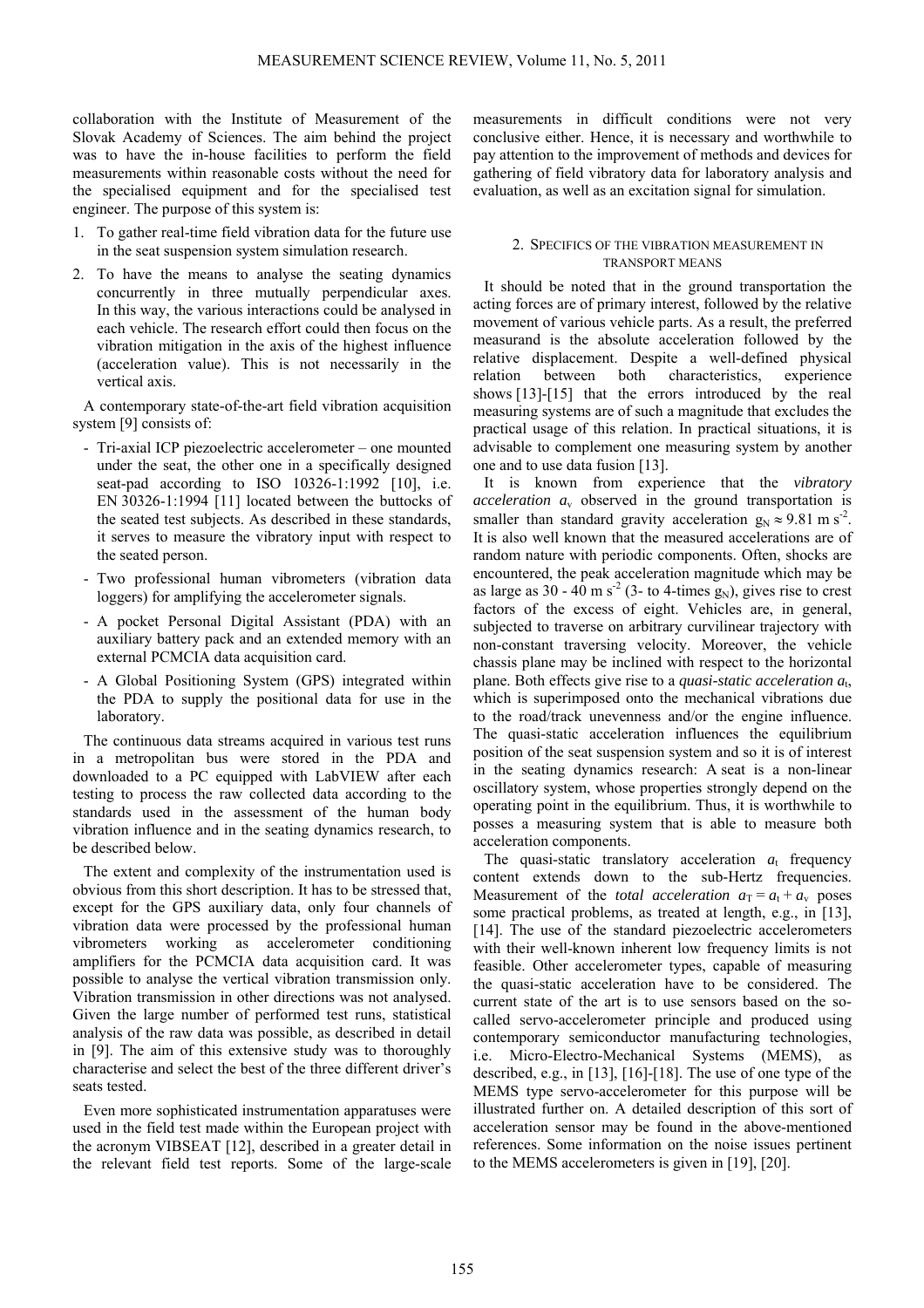collaboration with the Institute of Measurement of the Slovak Academy of Sciences. The aim behind the project was to have the in-house facilities to perform the field measurements within reasonable costs without the need for the specialised equipment and for the specialised test engineer. The purpose of this system is:

1. To gather real-time field vibration data for the future use in the seat suspension system simulation research.
2. To have the means to analyse the seating dynamics concurrently in three mutually perpendicular axes. In this way, the various interactions could be analysed in each vehicle. The research effort could then focus on the vibration mitigation in the axis of the highest influence (acceleration value). This is not necessarily in the vertical axis.

A contemporary state-of-the-art field vibration acquisition system [9] consists of:

- Tri-axial ICP piezoelectric accelerometer – one mounted under the seat, the other one in a specifically designed seat-pad according to ISO 10326-1:1992 [10], i.e. EN 30326-1:1994 [11] located between the buttocks of the seated test subjects. As described in these standards, it serves to measure the vibratory input with respect to the seated person.
- Two professional human vibrometers (vibration data loggers) for amplifying the accelerometer signals.
- A pocket Personal Digital Assistant (PDA) with an auxiliary battery pack and an extended memory with an external PCMCIA data acquisition card.
- A Global Positioning System (GPS) integrated within the PDA to supply the positional data for use in the laboratory.

The continuous data streams acquired in various test runs in a metropolitan bus were stored in the PDA and downloaded to a PC equipped with LabVIEW after each testing to process the raw collected data according to the standards used in the assessment of the human body vibration influence and in the seating dynamics research, to be described below.

The extent and complexity of the instrumentation used is obvious from this short description. It has to be stressed that, except for the GPS auxiliary data, only four channels of vibration data were processed by the professional human vibrometers working as accelerometer conditioning amplifiers for the PCMCIA data acquisition card. It was possible to analyse the vertical vibration transmission only. Vibration transmission in other directions was not analysed. Given the large number of performed test runs, statistical analysis of the raw data was possible, as described in detail in [9]. The aim of this extensive study was to thoroughly characterise and select the best of the three different driver's seats tested.

Even more sophisticated instrumentation apparatuses were used in the field test made within the European project with the acronym VIBSEAT [12], described in a greater detail in the relevant field test reports. Some of the large-scale measurements in difficult conditions were not very conclusive either. Hence, it is necessary and worthwhile to pay attention to the improvement of methods and devices for gathering of field vibratory data for laboratory analysis and evaluation, as well as an excitation signal for simulation.

## 2. Specifics of the vibration measurement in transport means

It should be noted that in the ground transportation the acting forces are of primary interest, followed by the relative movement of various vehicle parts. As a result, the preferred measurand is the absolute acceleration followed by the relative displacement. Despite a well-defined physical relation between both characteristics, experience shows [13]-[15] that the errors introduced by the real measuring systems are of such a magnitude that excludes the practical usage of this relation. In practical situations, it is advisable to complement one measuring system by another one and to use data fusion [13].

It is known from experience that the *vibratory acceleration* $a_v$ observed in the ground transportation is smaller than standard gravity acceleration $g_N \approx 9.81 \text{ m s}^{-2}$. It is also well known that the measured accelerations are of random nature with periodic components. Often, shocks are encountered, the peak acceleration magnitude which may be as large as 30 - 40 m s$^{-2}$ (3- to 4-times $g_N$), gives rise to crest factors of the excess of eight. Vehicles are, in general, subjected to traverse on arbitrary curvilinear trajectory with non-constant traversing velocity. Moreover, the vehicle chassis plane may be inclined with respect to the horizontal plane. Both effects give rise to a *quasi-static acceleration* $a_t$, which is superimposed onto the mechanical vibrations due to the road/track unevenness and/or the engine influence. The quasi-static acceleration influences the equilibrium position of the seat suspension system and so it is of interest in the seating dynamics research: A seat is a non-linear oscillatory system, whose properties strongly depend on the operating point in the equilibrium. Thus, it is worthwhile to posses a measuring system that is able to measure both acceleration components.

The quasi-static translatory acceleration $a_t$ frequency content extends down to the sub-Hertz frequencies. Measurement of the *total acceleration* $a_T = a_t + a_v$ poses some practical problems, as treated at length, e.g., in [13], [14]. The use of the standard piezoelectric accelerometers with their well-known inherent low frequency limits is not feasible. Other accelerometer types, capable of measuring the quasi-static acceleration have to be considered. The current state of the art is to use sensors based on the so-called servo-accelerometer principle and produced using contemporary semiconductor manufacturing technologies, i.e. Micro-Electro-Mechanical Systems (MEMS), as described, e.g., in [13], [16]-[18]. The use of one type of the MEMS type servo-accelerometer for this purpose will be illustrated further on. A detailed description of this sort of acceleration sensor may be found in the above-mentioned references. Some information on the noise issues pertinent to the MEMS accelerometers is given in [19], [20].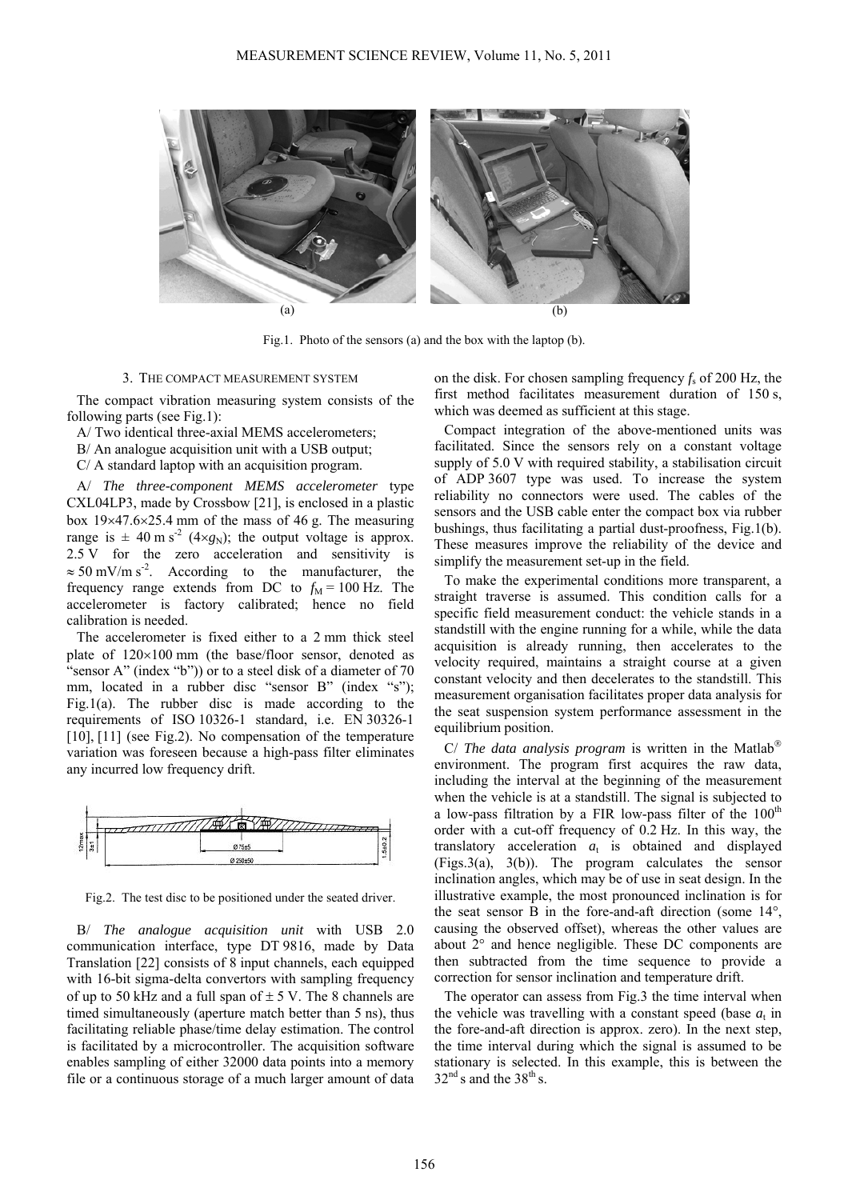(a) (b)

Fig.1. Photo of the sensors (a) and the box with the laptop (b).

## 3. THE COMPACT MEASUREMENT SYSTEM

The compact vibration measuring system consists of the following parts (see Fig.1):

A/ Two identical three-axial MEMS accelerometers;

B/ An analogue acquisition unit with a USB output;

C/ A standard laptop with an acquisition program.

A/ *The three-component MEMS accelerometer* type CXL04LP3, made by Crossbow [21], is enclosed in a plastic box 19×47.6×25.4 mm of the mass of 46 g. The measuring range is ± 40 m s$^{-2}$ (4×$g_N$); the output voltage is approx. 2.5 V for the zero acceleration and sensitivity is ≈ 50 mV/m s$^{-2}$. According to the manufacturer, the frequency range extends from DC to $f_M$ = 100 Hz. The accelerometer is factory calibrated; hence no field calibration is needed.

The accelerometer is fixed either to a 2 mm thick steel plate of 120×100 mm (the base/floor sensor, denoted as "sensor A" (index "b")) or to a steel disk of a diameter of 70 mm, located in a rubber disc "sensor B" (index "s"); Fig.1(a). The rubber disc is made according to the requirements of ISO 10326-1 standard, i.e. EN 30326-1 [10], [11] (see Fig.2). No compensation of the temperature variation was foreseen because a high-pass filter eliminates any incurred low frequency drift.

Fig.2. The test disc to be positioned under the seated driver.

B/ *The analogue acquisition unit* with USB 2.0 communication interface, type DT 9816, made by Data Translation [22] consists of 8 input channels, each equipped with 16-bit sigma-delta convertors with sampling frequency of up to 50 kHz and a full span of ± 5 V. The 8 channels are timed simultaneously (aperture match better than 5 ns), thus facilitating reliable phase/time delay estimation. The control is facilitated by a microcontroller. The acquisition software enables sampling of either 32000 data points into a memory file or a continuous storage of a much larger amount of data on the disk. For chosen sampling frequency $f_s$ of 200 Hz, the first method facilitates measurement duration of 150 s, which was deemed as sufficient at this stage.

Compact integration of the above-mentioned units was facilitated. Since the sensors rely on a constant voltage supply of 5.0 V with required stability, a stabilisation circuit of ADP 3607 type was used. To increase the system reliability no connectors were used. The cables of the sensors and the USB cable enter the compact box via rubber bushings, thus facilitating a partial dust-proofness, Fig.1(b). These measures improve the reliability of the device and simplify the measurement set-up in the field.

To make the experimental conditions more transparent, a straight traverse is assumed. This condition calls for a specific field measurement conduct: the vehicle stands in a standstill with the engine running for a while, while the data acquisition is already running, then accelerates to the velocity required, maintains a straight course at a given constant velocity and then decelerates to the standstill. This measurement organisation facilitates proper data analysis for the seat suspension system performance assessment in the equilibrium position.

C/ *The data analysis program* is written in the Matlab® environment. The program first acquires the raw data, including the interval at the beginning of the measurement when the vehicle is at a standstill. The signal is subjected to a low-pass filtration by a FIR low-pass filter of the 100$^{th}$ order with a cut-off frequency of 0.2 Hz. In this way, the translatory acceleration $a_t$ is obtained and displayed (Figs.3(a), 3(b)). The program calculates the sensor inclination angles, which may be of use in seat design. In the illustrative example, the most pronounced inclination is for the seat sensor B in the fore-and-aft direction (some 14°, causing the observed offset), whereas the other values are about 2° and hence negligible. These DC components are then subtracted from the time sequence to provide a correction for sensor inclination and temperature drift.

The operator can assess from Fig.3 the time interval when the vehicle was travelling with a constant speed (base $a_t$ in the fore-and-aft direction is approx. zero). In the next step, the time interval during which the signal is assumed to be stationary is selected. In this example, this is between the 32$^{nd}$ s and the 38$^{th}$ s.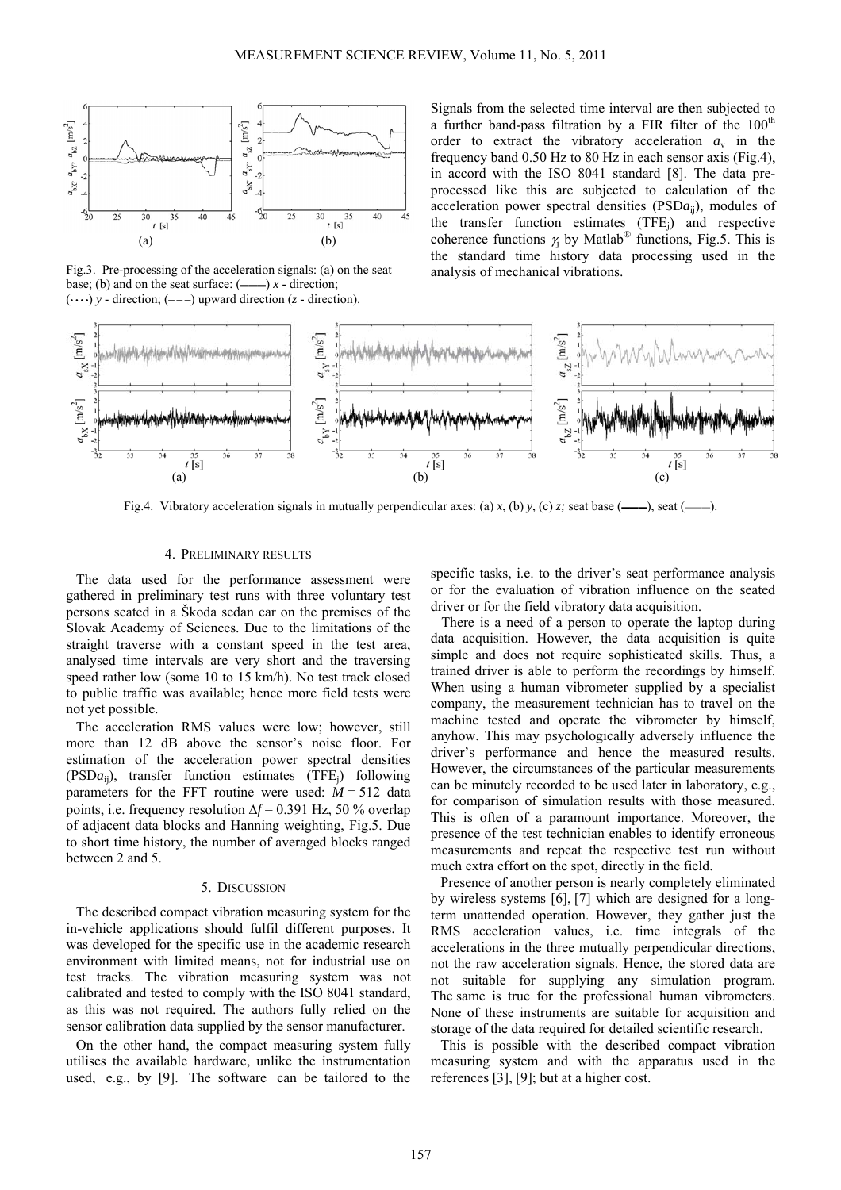Fig.3. Pre-processing of the acceleration signals: (a) on the seat base; (b) and on the seat surface: (——) $x$ - direction; (····) $y$ - direction; (– – –) upward direction ($z$ - direction).

Signals from the selected time interval are then subjected to a further band-pass filtration by a FIR filter of the 100th order to extract the vibratory acceleration $a_v$ in the frequency band 0.50 Hz to 80 Hz in each sensor axis (Fig.4), in accord with the ISO 8041 standard [8]. The data pre-processed like this are subjected to calculation of the acceleration power spectral densities (PSD$a_{ij}$), modules of the transfer function estimates (TFE$_j$) and respective coherence functions $\gamma_j$ by Matlab® functions, Fig.5. This is the standard time history data processing used in the analysis of mechanical vibrations.

Fig.4. Vibratory acceleration signals in mutually perpendicular axes: (a) $x$, (b) $y$, (c) $z$; seat base (——), seat (——).

## 4. Preliminary results

The data used for the performance assessment were gathered in preliminary test runs with three voluntary test persons seated in a Škoda sedan car on the premises of the Slovak Academy of Sciences. Due to the limitations of the straight traverse with a constant speed in the test area, analysed time intervals are very short and the traversing speed rather low (some 10 to 15 km/h). No test track closed to public traffic was available; hence more field tests were not yet possible.

The acceleration RMS values were low; however, still more than 12 dB above the sensor's noise floor. For estimation of the acceleration power spectral densities (PSD$a_{ij}$), transfer function estimates (TFE$_j$) following parameters for the FFT routine were used: $M = 512$ data points, i.e. frequency resolution $\Delta f = 0.391$ Hz, 50 % overlap of adjacent data blocks and Hanning weighting, Fig.5. Due to short time history, the number of averaged blocks ranged between 2 and 5.

## 5. Discussion

The described compact vibration measuring system for the in-vehicle applications should fulfil different purposes. It was developed for the specific use in the academic research environment with limited means, not for industrial use on test tracks. The vibration measuring system was not calibrated and tested to comply with the ISO 8041 standard, as this was not required. The authors fully relied on the sensor calibration data supplied by the sensor manufacturer.

On the other hand, the compact measuring system fully utilises the available hardware, unlike the instrumentation used, e.g., by [9]. The software can be tailored to the specific tasks, i.e. to the driver's seat performance analysis or for the evaluation of vibration influence on the seated driver or for the field vibratory data acquisition.

There is a need of a person to operate the laptop during data acquisition. However, the data acquisition is quite simple and does not require sophisticated skills. Thus, a trained driver is able to perform the recordings by himself. When using a human vibrometer supplied by a specialist company, the measurement technician has to travel on the machine tested and operate the vibrometer by himself, anyhow. This may psychologically adversely influence the driver's performance and hence the measured results. However, the circumstances of the particular measurements can be minutely recorded to be used later in laboratory, e.g., for comparison of simulation results with those measured. This is often of a paramount importance. Moreover, the presence of the test technician enables to identify erroneous measurements and repeat the respective test run without much extra effort on the spot, directly in the field.

Presence of another person is nearly completely eliminated by wireless systems [6], [7] which are designed for a long-term unattended operation. However, they gather just the RMS acceleration values, i.e. time integrals of the accelerations in the three mutually perpendicular directions, not the raw acceleration signals. Hence, the stored data are not suitable for supplying any simulation program. The same is true for the professional human vibrometers. None of these instruments are suitable for acquisition and storage of the data required for detailed scientific research.

This is possible with the described compact vibration measuring system and with the apparatus used in the references [3], [9]; but at a higher cost.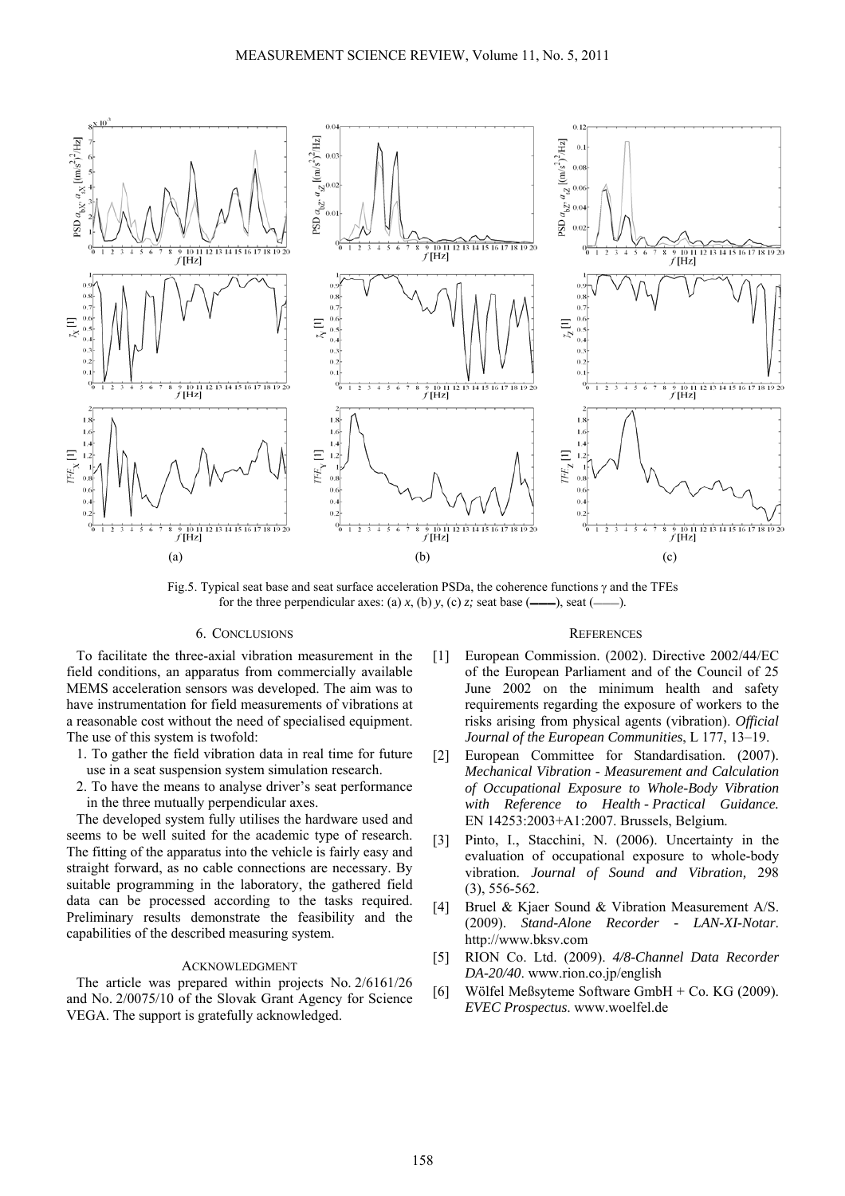Fig.5. Typical seat base and seat surface acceleration PSDa, the coherence functions $\gamma$ and the TFEs for the three perpendicular axes: (a) $x$, (b) $y$, (c) $z$; seat base (——), seat (——).

## 6. Conclusions

To facilitate the three-axial vibration measurement in the field conditions, an apparatus from commercially available MEMS acceleration sensors was developed. The aim was to have instrumentation for field measurements of vibrations at a reasonable cost without the need of specialised equipment. The use of this system is twofold:

1. To gather the field vibration data in real time for future use in a seat suspension system simulation research.
2. To have the means to analyse driver's seat performance in the three mutually perpendicular axes.

The developed system fully utilises the hardware used and seems to be well suited for the academic type of research. The fitting of the apparatus into the vehicle is fairly easy and straight forward, as no cable connections are necessary. By suitable programming in the laboratory, the gathered field data can be processed according to the tasks required. Preliminary results demonstrate the feasibility and the capabilities of the described measuring system.

### Acknowledgment

The article was prepared within projects No. 2/6161/26 and No. 2/0075/10 of the Slovak Grant Agency for Science VEGA. The support is gratefully acknowledged.

## References

[1] European Commission. (2002). Directive 2002/44/EC of the European Parliament and of the Council of 25 June 2002 on the minimum health and safety requirements regarding the exposure of workers to the risks arising from physical agents (vibration). *Official Journal of the European Communities*, L 177, 13–19.

[2] European Committee for Standardisation. (2007). *Mechanical Vibration - Measurement and Calculation of Occupational Exposure to Whole-Body Vibration with Reference to Health - Practical Guidance.* EN 14253:2003+A1:2007. Brussels, Belgium.

[3] Pinto, I., Stacchini, N. (2006). Uncertainty in the evaluation of occupational exposure to whole-body vibration. *Journal of Sound and Vibration,* 298 (3), 556-562.

[4] Bruel & Kjaer Sound & Vibration Measurement A/S. (2009). *Stand-Alone Recorder - LAN-XI-Notar*. http://www.bksv.com

[5] RION Co. Ltd. (2009). *4/8-Channel Data Recorder DA-20/40*. www.rion.co.jp/english

[6] Wölfel Meßsyteme Software GmbH + Co. KG (2009). *EVEC Prospectus*. www.woelfel.de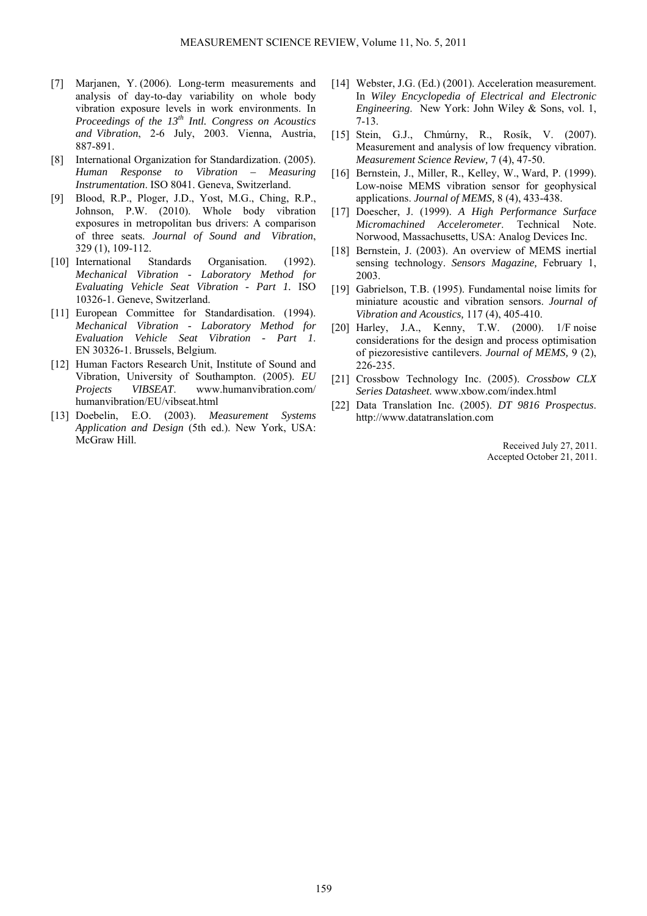[7] Marjanen, Y. (2006). Long-term measurements and analysis of day-to-day variability on whole body vibration exposure levels in work environments. In *Proceedings of the 13th Intl. Congress on Acoustics and Vibration*, 2-6 July, 2003. Vienna, Austria, 887-891.

[8] International Organization for Standardization. (2005). *Human Response to Vibration – Measuring Instrumentation*. ISO 8041. Geneva, Switzerland.

[9] Blood, R.P., Ploger, J.D., Yost, M.G., Ching, R.P., Johnson, P.W. (2010). Whole body vibration exposures in metropolitan bus drivers: A comparison of three seats. *Journal of Sound and Vibration*, 329 (1), 109-112.

[10] International Standards Organisation. (1992). *Mechanical Vibration - Laboratory Method for Evaluating Vehicle Seat Vibration - Part 1.* ISO 10326-1. Geneve, Switzerland.

[11] European Committee for Standardisation. (1994). *Mechanical Vibration - Laboratory Method for Evaluation Vehicle Seat Vibration - Part 1.* EN 30326-1. Brussels, Belgium.

[12] Human Factors Research Unit, Institute of Sound and Vibration, University of Southampton. (2005). *EU Projects VIBSEAT*. www.humanvibration.com/humanvibration/EU/vibseat.html

[13] Doebelin, E.O. (2003). *Measurement Systems Application and Design* (5th ed.). New York, USA: McGraw Hill.

[14] Webster, J.G. (Ed.) (2001). Acceleration measurement. In *Wiley Encyclopedia of Electrical and Electronic Engineering*. New York: John Wiley & Sons, vol. 1, 7-13.

[15] Stein, G.J., Chmúrny, R., Rosík, V. (2007). Measurement and analysis of low frequency vibration. *Measurement Science Review,* 7 (4), 47-50.

[16] Bernstein, J., Miller, R., Kelley, W., Ward, P. (1999). Low-noise MEMS vibration sensor for geophysical applications. *Journal of MEMS,* 8 (4), 433-438.

[17] Doescher, J. (1999). *A High Performance Surface Micromachined Accelerometer*. Technical Note. Norwood, Massachusetts, USA: Analog Devices Inc.

[18] Bernstein, J. (2003). An overview of MEMS inertial sensing technology. *Sensors Magazine,* February 1, 2003.

[19] Gabrielson, T.B. (1995). Fundamental noise limits for miniature acoustic and vibration sensors. *Journal of Vibration and Acoustics,* 117 (4), 405-410.

[20] Harley, J.A., Kenny, T.W. (2000). 1/F noise considerations for the design and process optimisation of piezoresistive cantilevers. *Journal of MEMS,* 9 (2), 226-235.

[21] Crossbow Technology Inc. (2005). *Crossbow CLX Series Datasheet.* www.xbow.com/index.html

[22] Data Translation Inc. (2005). *DT 9816 Prospectus*. http://www.datatranslation.com

Received July 27, 2011.
Accepted October 21, 2011.